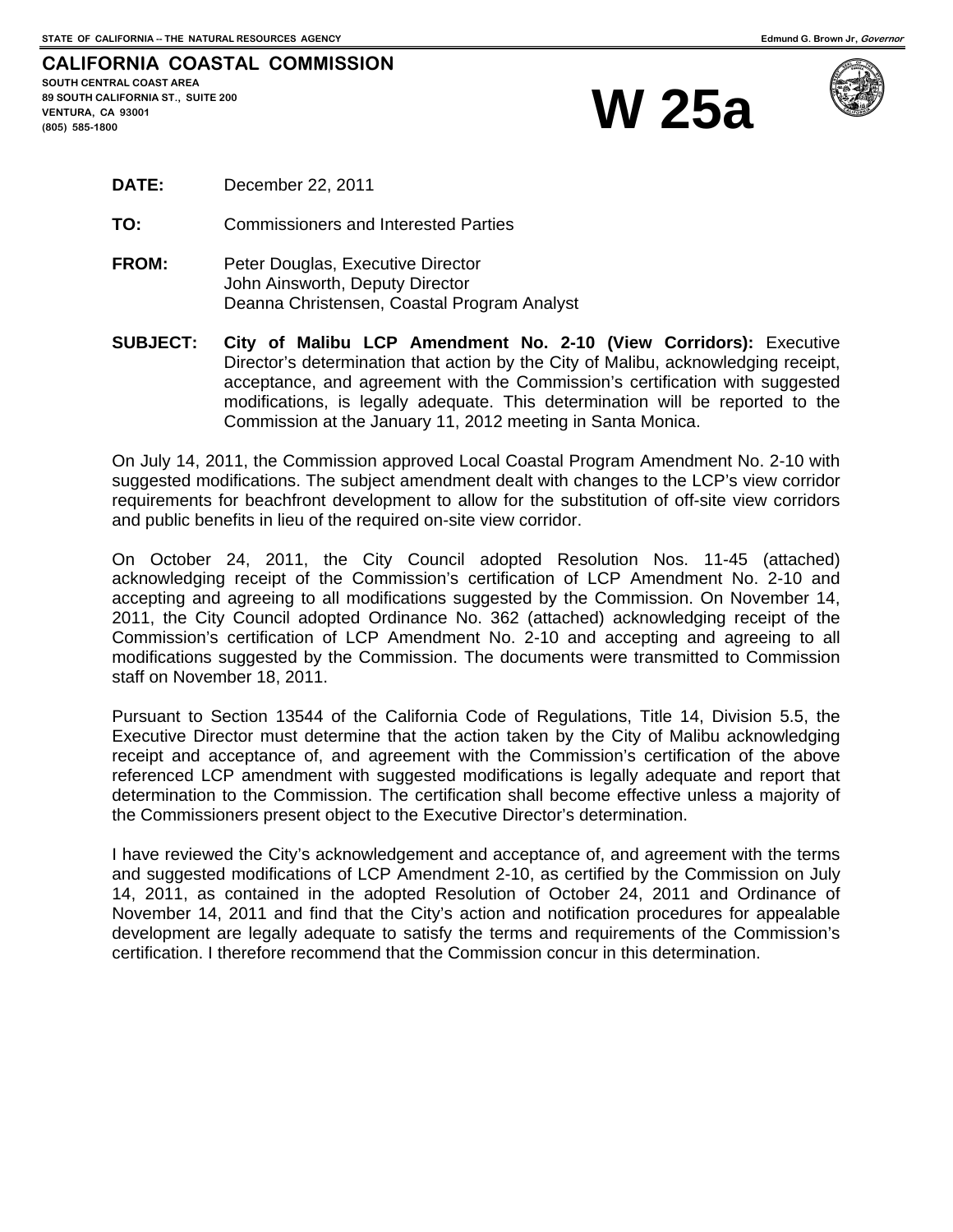STATE OF CALIFORNIA -- THE NATURAL RESOURCES AGENCY

Edmund G. Brown Jr, *Governor*

**CALIFORNIA COASTAL COMMISSION**

**SOUTH CENTRAL COAST AREA**
**89 SOUTH CALIFORNIA ST., SUITE 200**
**VENTURA, CA 93001**
**(805) 585-1800**

# W 25a

**DATE:** December 22, 2011

**TO:** Commissioners and Interested Parties

**FROM:** Peter Douglas, Executive Director
John Ainsworth, Deputy Director
Deanna Christensen, Coastal Program Analyst

**SUBJECT:** **City of Malibu LCP Amendment No. 2-10 (View Corridors):** Executive Director's determination that action by the City of Malibu, acknowledging receipt, acceptance, and agreement with the Commission's certification with suggested modifications, is legally adequate. This determination will be reported to the Commission at the January 11, 2012 meeting in Santa Monica.

On July 14, 2011, the Commission approved Local Coastal Program Amendment No. 2-10 with suggested modifications. The subject amendment dealt with changes to the LCP's view corridor requirements for beachfront development to allow for the substitution of off-site view corridors and public benefits in lieu of the required on-site view corridor.

On October 24, 2011, the City Council adopted Resolution Nos. 11-45 (attached) acknowledging receipt of the Commission's certification of LCP Amendment No. 2-10 and accepting and agreeing to all modifications suggested by the Commission. On November 14, 2011, the City Council adopted Ordinance No. 362 (attached) acknowledging receipt of the Commission's certification of LCP Amendment No. 2-10 and accepting and agreeing to all modifications suggested by the Commission. The documents were transmitted to Commission staff on November 18, 2011.

Pursuant to Section 13544 of the California Code of Regulations, Title 14, Division 5.5, the Executive Director must determine that the action taken by the City of Malibu acknowledging receipt and acceptance of, and agreement with the Commission's certification of the above referenced LCP amendment with suggested modifications is legally adequate and report that determination to the Commission. The certification shall become effective unless a majority of the Commissioners present object to the Executive Director's determination.

I have reviewed the City's acknowledgement and acceptance of, and agreement with the terms and suggested modifications of LCP Amendment 2-10, as certified by the Commission on July 14, 2011, as contained in the adopted Resolution of October 24, 2011 and Ordinance of November 14, 2011 and find that the City's action and notification procedures for appealable development are legally adequate to satisfy the terms and requirements of the Commission's certification. I therefore recommend that the Commission concur in this determination.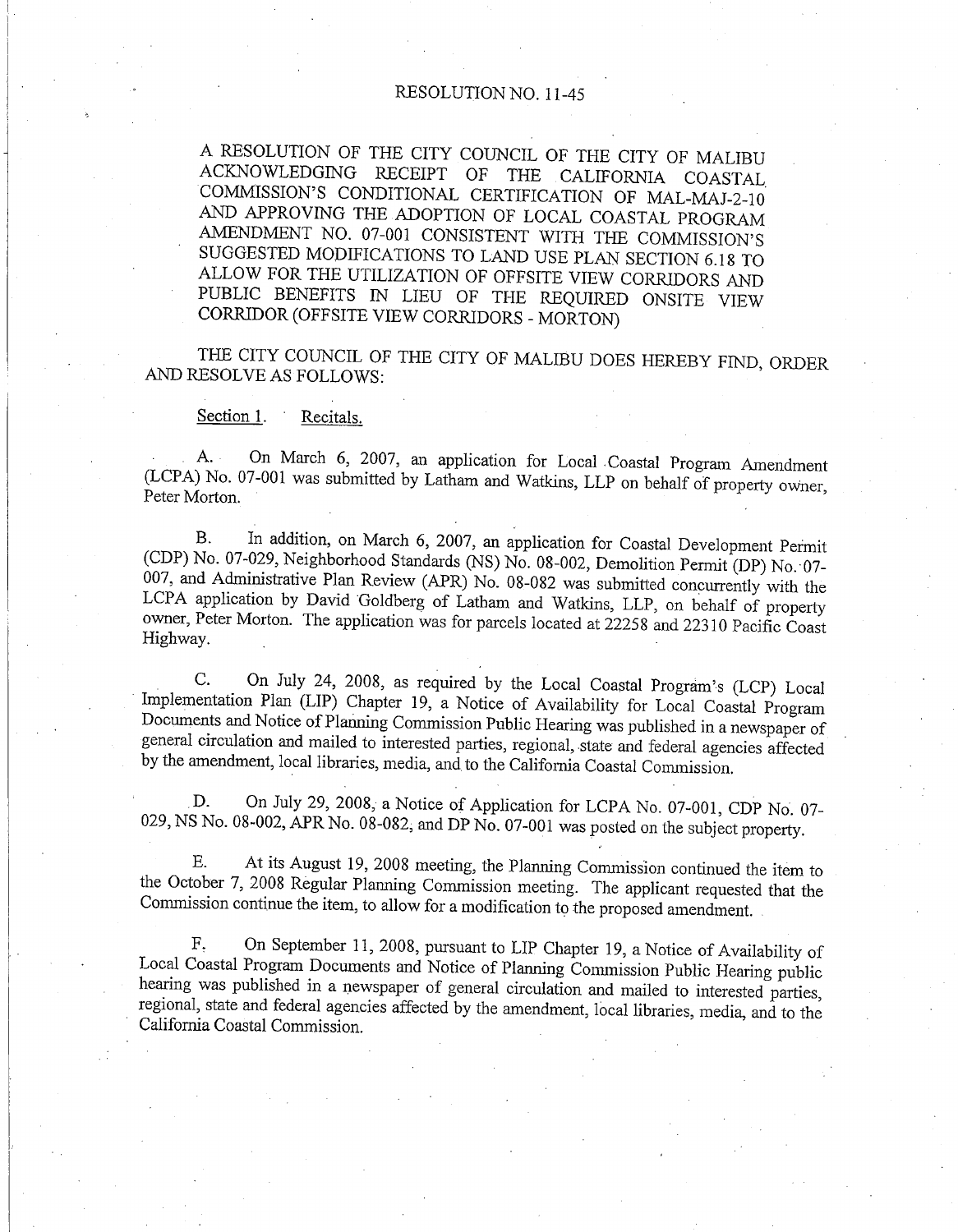# RESOLUTION NO. 11-45

A RESOLUTION OF THE CITY COUNCIL OF THE CITY OF MALIBU ACKNOWLEDGING RECEIPT OF THE CALIFORNIA COASTAL COMMISSION'S CONDITIONAL CERTIFICATION OF MAL-MAJ-2-10 AND APPROVING THE ADOPTION OF LOCAL COASTAL PROGRAM AMENDMENT NO. 07-001 CONSISTENT WITH THE COMMISSION'S SUGGESTED MODIFICATIONS TO LAND USE PLAN SECTION 6.18 TO ALLOW FOR THE UTILIZATION OF OFFSITE VIEW CORRIDORS AND PUBLIC BENEFITS IN LIEU OF THE REQUIRED ONSITE VIEW CORRIDOR (OFFSITE VIEW CORRIDORS - MORTON)

THE CITY COUNCIL OF THE CITY OF MALIBU DOES HEREBY FIND, ORDER AND RESOLVE AS FOLLOWS:

Section 1. Recitals.

A. On March 6, 2007, an application for Local Coastal Program Amendment (LCPA) No. 07-001 was submitted by Latham and Watkins, LLP on behalf of property owner, Peter Morton.

B. In addition, on March 6, 2007, an application for Coastal Development Permit (CDP) No. 07-029, Neighborhood Standards (NS) No. 08-002, Demolition Permit (DP) No. 07-007, and Administrative Plan Review (APR) No. 08-082 was submitted concurrently with the LCPA application by David Goldberg of Latham and Watkins, LLP, on behalf of property owner, Peter Morton. The application was for parcels located at 22258 and 22310 Pacific Coast Highway.

C. On July 24, 2008, as required by the Local Coastal Program's (LCP) Local Implementation Plan (LIP) Chapter 19, a Notice of Availability for Local Coastal Program Documents and Notice of Planning Commission Public Hearing was published in a newspaper of general circulation and mailed to interested parties, regional, state and federal agencies affected by the amendment, local libraries, media, and to the California Coastal Commission.

D. On July 29, 2008, a Notice of Application for LCPA No. 07-001, CDP No. 07-029, NS No. 08-002, APR No. 08-082, and DP No. 07-001 was posted on the subject property.

E. At its August 19, 2008 meeting, the Planning Commission continued the item to the October 7, 2008 Regular Planning Commission meeting. The applicant requested that the Commission continue the item, to allow for a modification to the proposed amendment.

F. On September 11, 2008, pursuant to LIP Chapter 19, a Notice of Availability of Local Coastal Program Documents and Notice of Planning Commission Public Hearing public hearing was published in a newspaper of general circulation and mailed to interested parties, regional, state and federal agencies affected by the amendment, local libraries, media, and to the California Coastal Commission.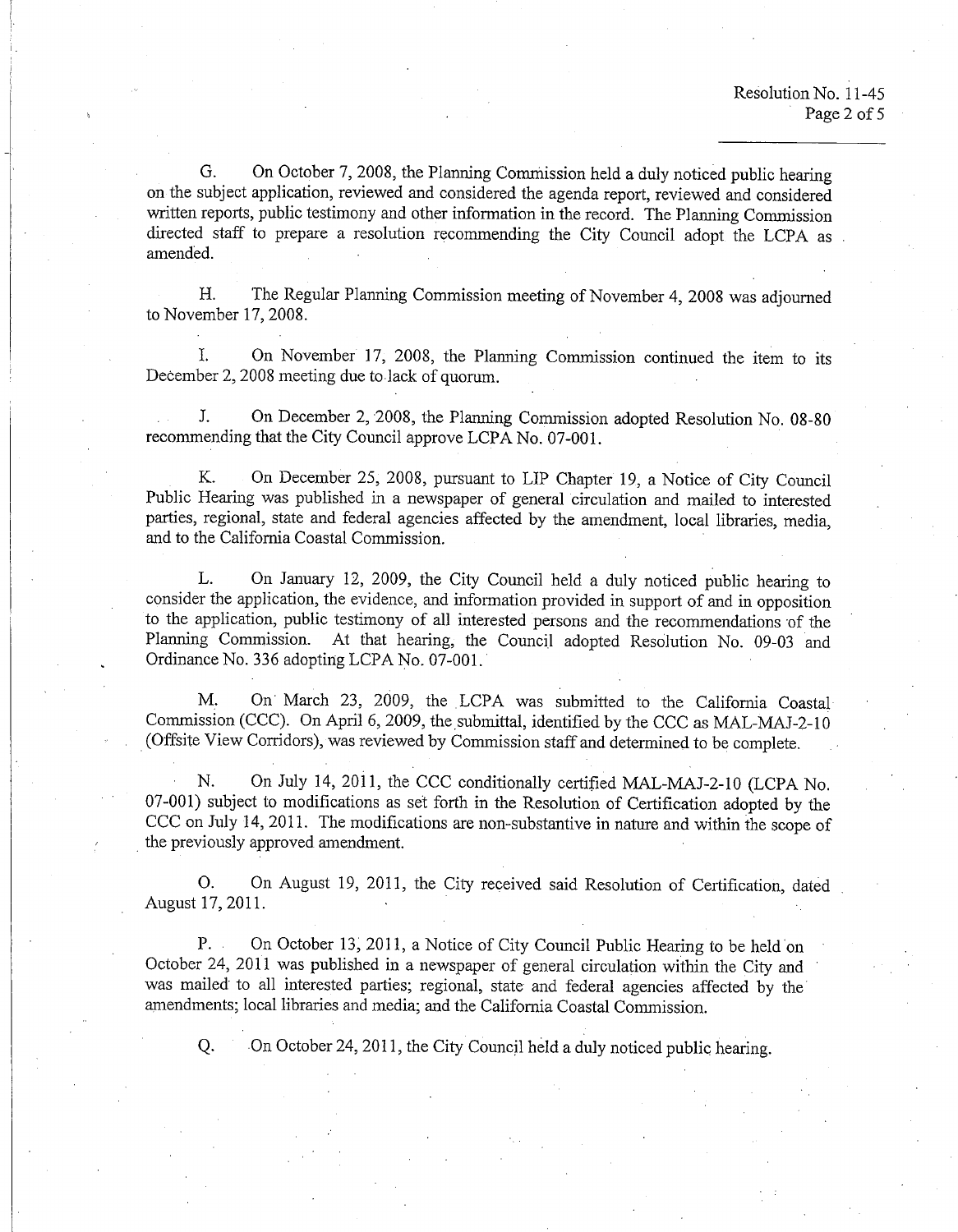G. On October 7, 2008, the Planning Commission held a duly noticed public hearing on the subject application, reviewed and considered the agenda report, reviewed and considered written reports, public testimony and other information in the record. The Planning Commission directed staff to prepare a resolution recommending the City Council adopt the LCPA as amended.

H. The Regular Planning Commission meeting of November 4, 2008 was adjourned to November 17, 2008.

I. On November 17, 2008, the Planning Commission continued the item to its December 2, 2008 meeting due to lack of quorum.

J. On December 2, 2008, the Planning Commission adopted Resolution No. 08-80 recommending that the City Council approve LCPA No. 07-001.

K. On December 25, 2008, pursuant to LIP Chapter 19, a Notice of City Council Public Hearing was published in a newspaper of general circulation and mailed to interested parties, regional, state and federal agencies affected by the amendment, local libraries, media, and to the California Coastal Commission.

L. On January 12, 2009, the City Council held a duly noticed public hearing to consider the application, the evidence, and information provided in support of and in opposition to the application, public testimony of all interested persons and the recommendations of the Planning Commission. At that hearing, the Council adopted Resolution No. 09-03 and Ordinance No. 336 adopting LCPA No. 07-001.

M. On March 23, 2009, the LCPA was submitted to the California Coastal Commission (CCC). On April 6, 2009, the submittal, identified by the CCC as MAL-MAJ-2-10 (Offsite View Corridors), was reviewed by Commission staff and determined to be complete.

N. On July 14, 2011, the CCC conditionally certified MAL-MAJ-2-10 (LCPA No. 07-001) subject to modifications as set forth in the Resolution of Certification adopted by the CCC on July 14, 2011. The modifications are non-substantive in nature and within the scope of the previously approved amendment.

O. On August 19, 2011, the City received said Resolution of Certification, dated August 17, 2011.

P. On October 13, 2011, a Notice of City Council Public Hearing to be held on October 24, 2011 was published in a newspaper of general circulation within the City and was mailed to all interested parties; regional, state and federal agencies affected by the amendments; local libraries and media; and the California Coastal Commission.

Q. On October 24, 2011, the City Council held a duly noticed public hearing.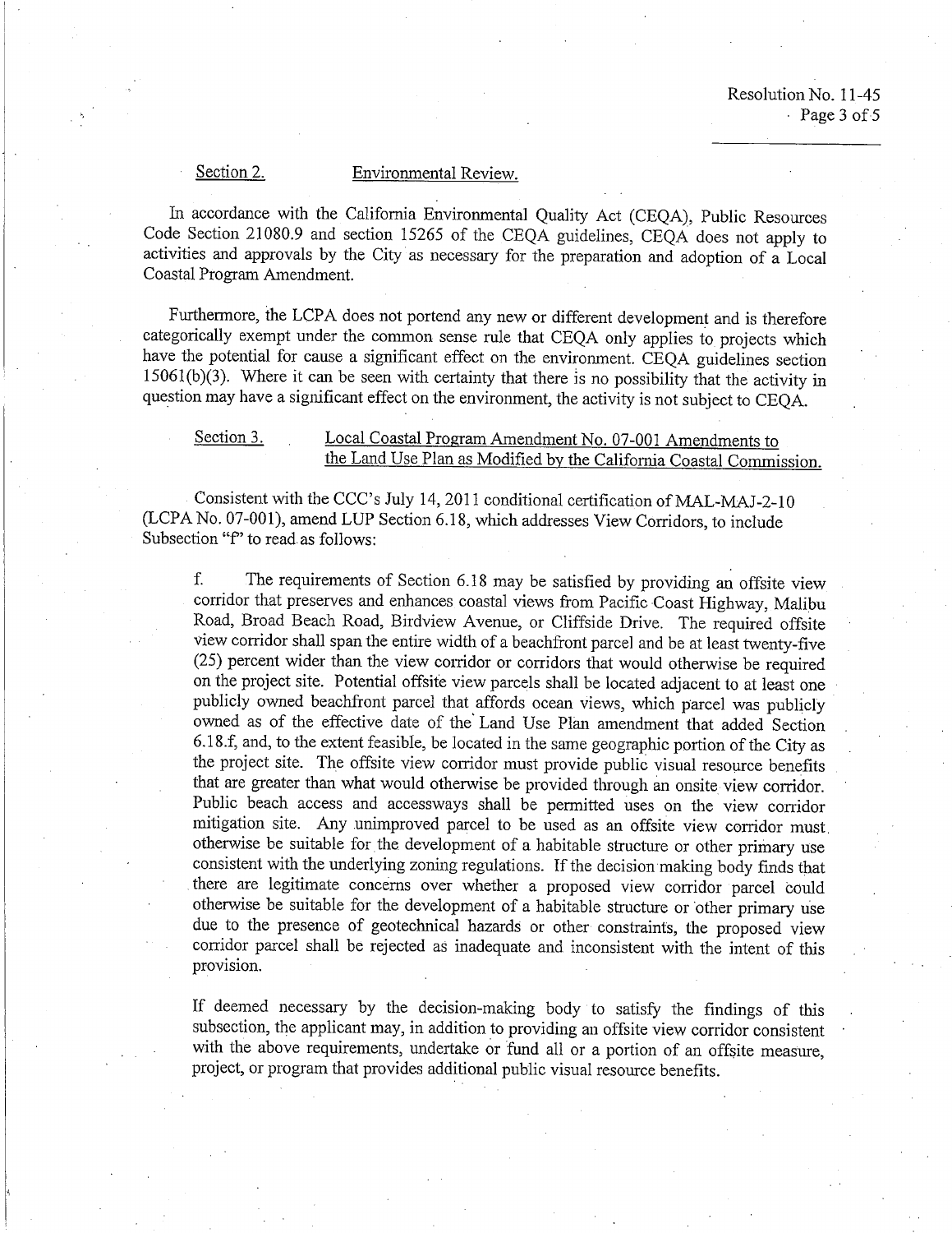Section 2. Environmental Review.

In accordance with the California Environmental Quality Act (CEQA), Public Resources Code Section 21080.9 and section 15265 of the CEQA guidelines, CEQA does not apply to activities and approvals by the City as necessary for the preparation and adoption of a Local Coastal Program Amendment.

Furthermore, the LCPA does not portend any new or different development and is therefore categorically exempt under the common sense rule that CEQA only applies to projects which have the potential for cause a significant effect on the environment. CEQA guidelines section 15061(b)(3). Where it can be seen with certainty that there is no possibility that the activity in question may have a significant effect on the environment, the activity is not subject to CEQA.

Section 3. Local Coastal Program Amendment No. 07-001 Amendments to the Land Use Plan as Modified by the California Coastal Commission.

Consistent with the CCC's July 14, 2011 conditional certification of MAL-MAJ-2-10 (LCPA No. 07-001), amend LUP Section 6.18, which addresses View Corridors, to include Subsection "f" to read as follows:

> f. The requirements of Section 6.18 may be satisfied by providing an offsite view corridor that preserves and enhances coastal views from Pacific Coast Highway, Malibu Road, Broad Beach Road, Birdview Avenue, or Cliffside Drive. The required offsite view corridor shall span the entire width of a beachfront parcel and be at least twenty-five (25) percent wider than the view corridor or corridors that would otherwise be required on the project site. Potential offsite view parcels shall be located adjacent to at least one publicly owned beachfront parcel that affords ocean views, which parcel was publicly owned as of the effective date of the Land Use Plan amendment that added Section 6.18.f, and, to the extent feasible, be located in the same geographic portion of the City as the project site. The offsite view corridor must provide public visual resource benefits that are greater than what would otherwise be provided through an onsite view corridor. Public beach access and accessways shall be permitted uses on the view corridor mitigation site. Any unimproved parcel to be used as an offsite view corridor must otherwise be suitable for the development of a habitable structure or other primary use consistent with the underlying zoning regulations. If the decision making body finds that there are legitimate concerns over whether a proposed view corridor parcel could otherwise be suitable for the development of a habitable structure or other primary use due to the presence of geotechnical hazards or other constraints, the proposed view corridor parcel shall be rejected as inadequate and inconsistent with the intent of this provision.
>
> If deemed necessary by the decision-making body to satisfy the findings of this subsection, the applicant may, in addition to providing an offsite view corridor consistent with the above requirements, undertake or fund all or a portion of an offsite measure, project, or program that provides additional public visual resource benefits.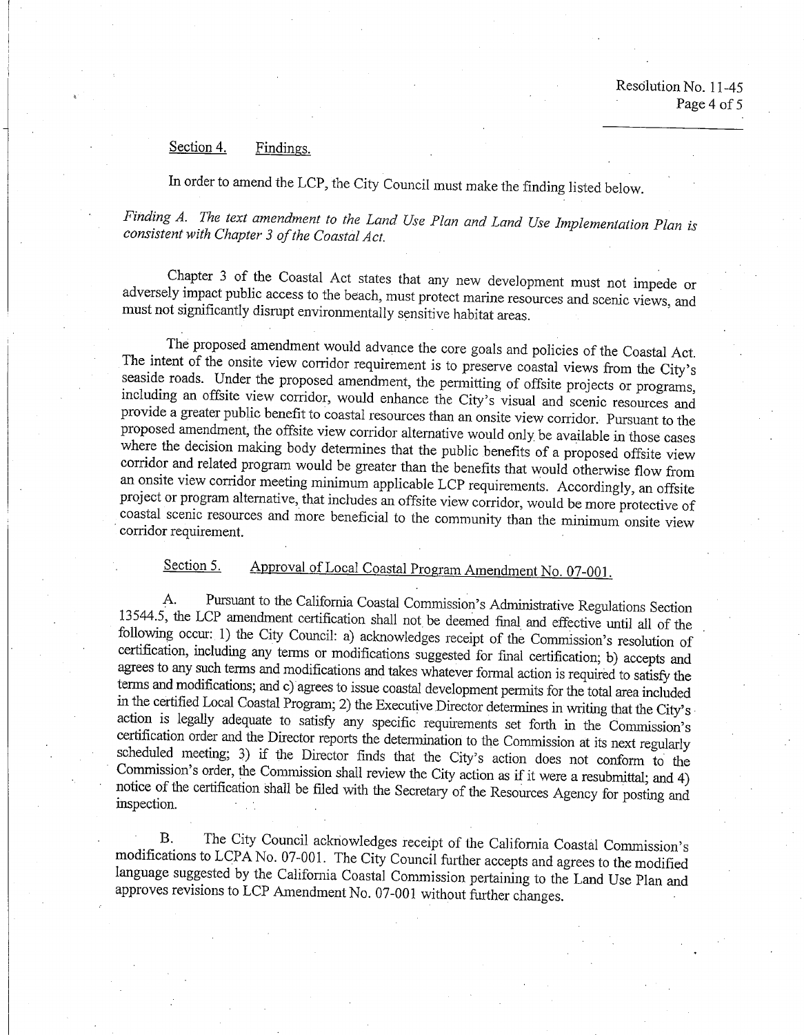Section 4. Findings.

In order to amend the LCP, the City Council must make the finding listed below.

*Finding A. The text amendment to the Land Use Plan and Land Use Implementation Plan is consistent with Chapter 3 of the Coastal Act.*

Chapter 3 of the Coastal Act states that any new development must not impede or adversely impact public access to the beach, must protect marine resources and scenic views, and must not significantly disrupt environmentally sensitive habitat areas.

The proposed amendment would advance the core goals and policies of the Coastal Act. The intent of the onsite view corridor requirement is to preserve coastal views from the City's seaside roads. Under the proposed amendment, the permitting of offsite projects or programs, including an offsite view corridor, would enhance the City's visual and scenic resources and provide a greater public benefit to coastal resources than an onsite view corridor. Pursuant to the proposed amendment, the offsite view corridor alternative would only be available in those cases where the decision making body determines that the public benefits of a proposed offsite view corridor and related program would be greater than the benefits that would otherwise flow from an onsite view corridor meeting minimum applicable LCP requirements. Accordingly, an offsite project or program alternative, that includes an offsite view corridor, would be more protective of coastal scenic resources and more beneficial to the community than the minimum onsite view corridor requirement.

Section 5. Approval of Local Coastal Program Amendment No. 07-001.

A. Pursuant to the California Coastal Commission's Administrative Regulations Section 13544.5, the LCP amendment certification shall not be deemed final and effective until all of the following occur: 1) the City Council: a) acknowledges receipt of the Commission's resolution of certification, including any terms or modifications suggested for final certification; b) accepts and agrees to any such terms and modifications and takes whatever formal action is required to satisfy the terms and modifications; and c) agrees to issue coastal development permits for the total area included in the certified Local Coastal Program; 2) the Executive Director determines in writing that the City's action is legally adequate to satisfy any specific requirements set forth in the Commission's certification order and the Director reports the determination to the Commission at its next regularly scheduled meeting; 3) if the Director finds that the City's action does not conform to the Commission's order, the Commission shall review the City action as if it were a resubmittal; and 4) notice of the certification shall be filed with the Secretary of the Resources Agency for posting and inspection.

B. The City Council acknowledges receipt of the California Coastal Commission's modifications to LCPA No. 07-001. The City Council further accepts and agrees to the modified language suggested by the California Coastal Commission pertaining to the Land Use Plan and approves revisions to LCP Amendment No. 07-001 without further changes.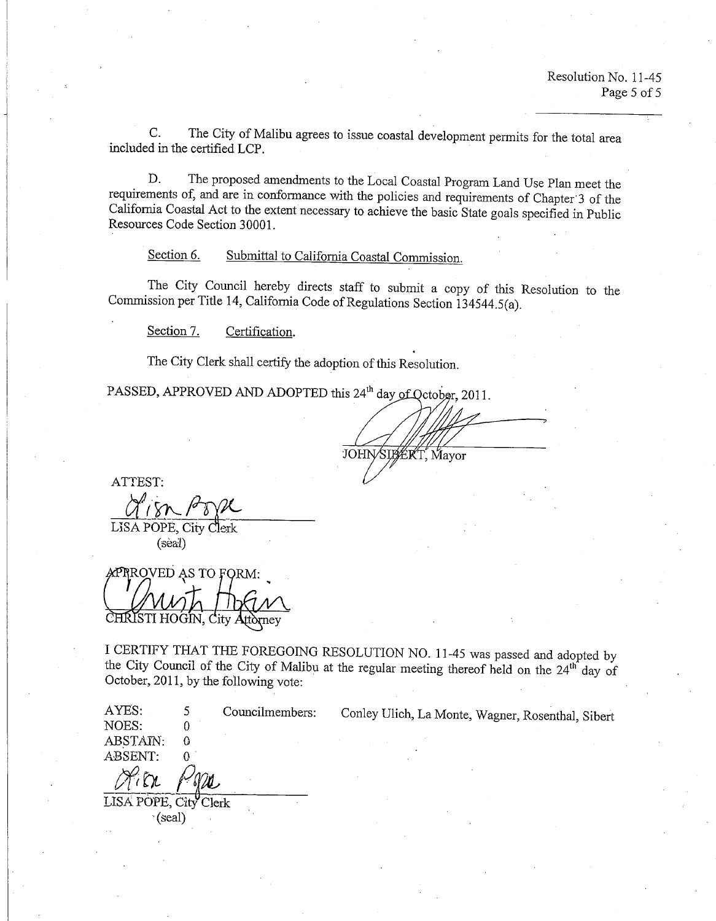C. The City of Malibu agrees to issue coastal development permits for the total area included in the certified LCP.

D. The proposed amendments to the Local Coastal Program Land Use Plan meet the requirements of, and are in conformance with the policies and requirements of Chapter 3 of the California Coastal Act to the extent necessary to achieve the basic State goals specified in Public Resources Code Section 30001.

Section 6. Submittal to California Coastal Commission.

The City Council hereby directs staff to submit a copy of this Resolution to the Commission per Title 14, California Code of Regulations Section 134544.5(a).

Section 7. Certification.

The City Clerk shall certify the adoption of this Resolution.

PASSED, APPROVED AND ADOPTED this 24th day of October, 2011.

JOHN SIBERT, Mayor

ATTEST:

LISA POPE, City Clerk
(seal)

APPROVED AS TO FORM:

CHRISTI HOGIN, City Attorney

I CERTIFY THAT THE FOREGOING RESOLUTION NO. 11-45 was passed and adopted by the City Council of the City of Malibu at the regular meeting thereof held on the 24th day of October, 2011, by the following vote:

AYES: 5 Councilmembers: Conley Ulich, La Monte, Wagner, Rosenthal, Sibert
NOES: 0
ABSTAIN: 0
ABSENT: 0

LISA POPE, City Clerk
(seal)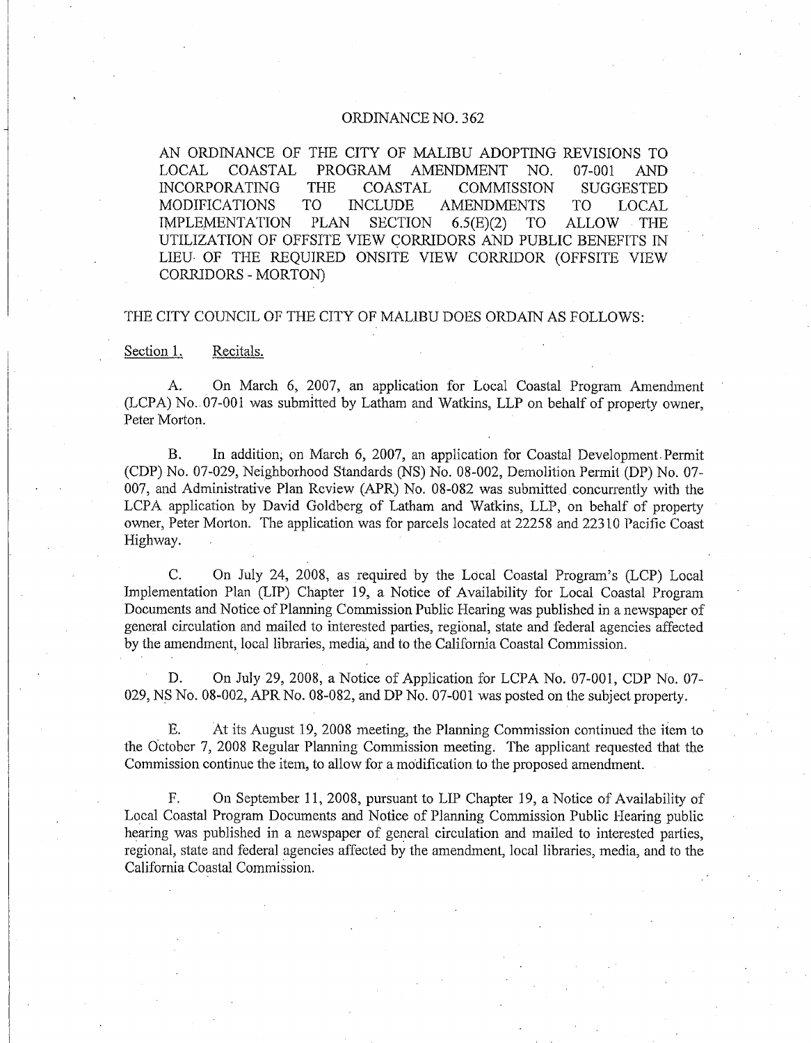# ORDINANCE NO. 362

AN ORDINANCE OF THE CITY OF MALIBU ADOPTING REVISIONS TO LOCAL COASTAL PROGRAM AMENDMENT NO. 07-001 AND INCORPORATING THE COASTAL COMMISSION SUGGESTED MODIFICATIONS TO INCLUDE AMENDMENTS TO LOCAL IMPLEMENTATION PLAN SECTION 6.5(E)(2) TO ALLOW THE UTILIZATION OF OFFSITE VIEW CORRIDORS AND PUBLIC BENEFITS IN LIEU OF THE REQUIRED ONSITE VIEW CORRIDOR (OFFSITE VIEW CORRIDORS - MORTON)

THE CITY COUNCIL OF THE CITY OF MALIBU DOES ORDAIN AS FOLLOWS:

Section 1. Recitals.

A. On March 6, 2007, an application for Local Coastal Program Amendment (LCPA) No. 07-001 was submitted by Latham and Watkins, LLP on behalf of property owner, Peter Morton.

B. In addition, on March 6, 2007, an application for Coastal Development Permit (CDP) No. 07-029, Neighborhood Standards (NS) No. 08-002, Demolition Permit (DP) No. 07-007, and Administrative Plan Review (APR) No. 08-082 was submitted concurrently with the LCPA application by David Goldberg of Latham and Watkins, LLP, on behalf of property owner, Peter Morton. The application was for parcels located at 22258 and 22310 Pacific Coast Highway.

C. On July 24, 2008, as required by the Local Coastal Program's (LCP) Local Implementation Plan (LIP) Chapter 19, a Notice of Availability for Local Coastal Program Documents and Notice of Planning Commission Public Hearing was published in a newspaper of general circulation and mailed to interested parties, regional, state and federal agencies affected by the amendment, local libraries, media, and to the California Coastal Commission.

D. On July 29, 2008, a Notice of Application for LCPA No. 07-001, CDP No. 07-029, NS No. 08-002, APR No. 08-082, and DP No. 07-001 was posted on the subject property.

E. At its August 19, 2008 meeting, the Planning Commission continued the item to the October 7, 2008 Regular Planning Commission meeting. The applicant requested that the Commission continue the item, to allow for a modification to the proposed amendment.

F. On September 11, 2008, pursuant to LIP Chapter 19, a Notice of Availability of Local Coastal Program Documents and Notice of Planning Commission Public Hearing public hearing was published in a newspaper of general circulation and mailed to interested parties, regional, state and federal agencies affected by the amendment, local libraries, media, and to the California Coastal Commission.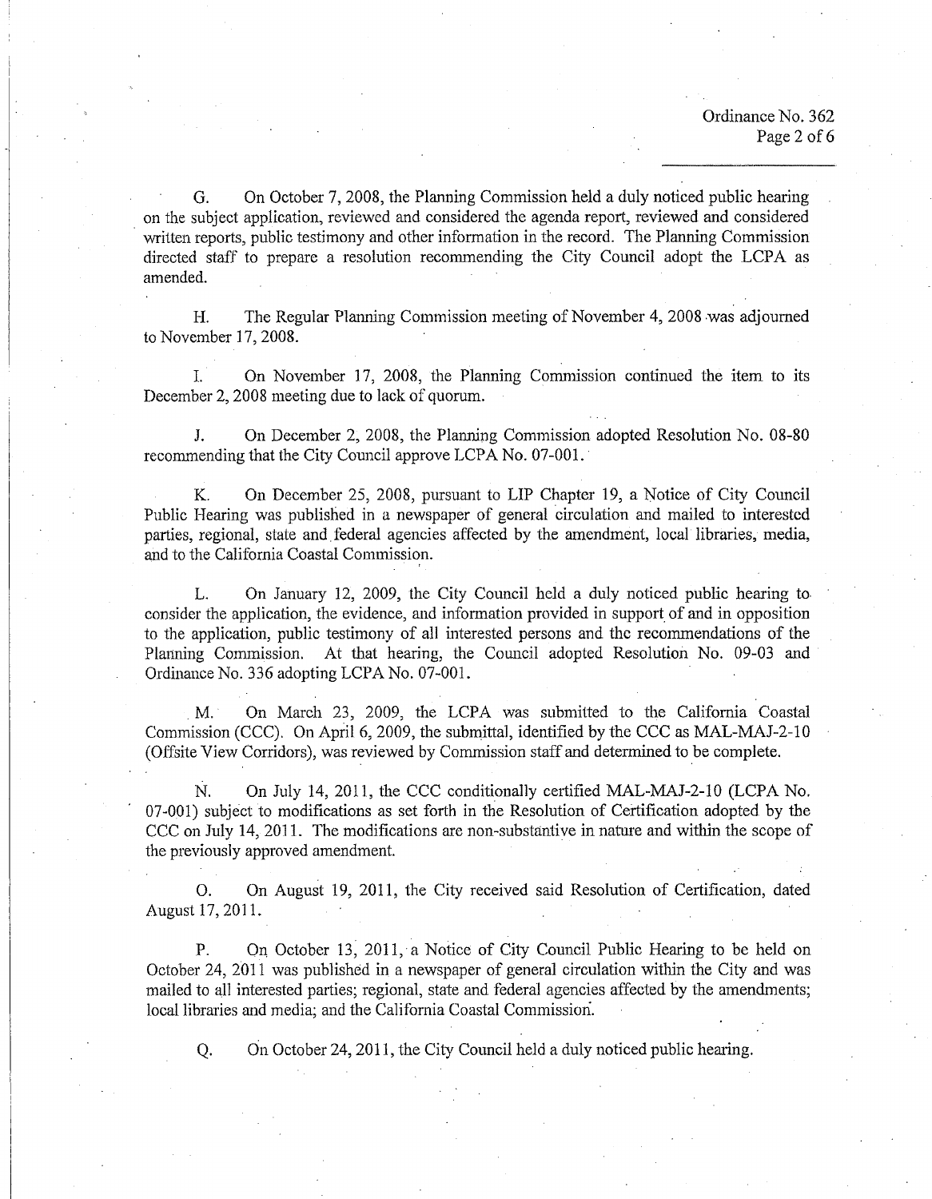G. On October 7, 2008, the Planning Commission held a duly noticed public hearing on the subject application, reviewed and considered the agenda report, reviewed and considered written reports, public testimony and other information in the record. The Planning Commission directed staff to prepare a resolution recommending the City Council adopt the LCPA as amended.

H. The Regular Planning Commission meeting of November 4, 2008 was adjourned to November 17, 2008.

I. On November 17, 2008, the Planning Commission continued the item to its December 2, 2008 meeting due to lack of quorum.

J. On December 2, 2008, the Planning Commission adopted Resolution No. 08-80 recommending that the City Council approve LCPA No. 07-001.

K. On December 25, 2008, pursuant to LIP Chapter 19, a Notice of City Council Public Hearing was published in a newspaper of general circulation and mailed to interested parties, regional, state and federal agencies affected by the amendment, local libraries, media, and to the California Coastal Commission.

L. On January 12, 2009, the City Council held a duly noticed public hearing to consider the application, the evidence, and information provided in support of and in opposition to the application, public testimony of all interested persons and the recommendations of the Planning Commission. At that hearing, the Council adopted Resolution No. 09-03 and Ordinance No. 336 adopting LCPA No. 07-001.

M. On March 23, 2009, the LCPA was submitted to the California Coastal Commission (CCC). On April 6, 2009, the submittal, identified by the CCC as MAL-MAJ-2-10 (Offsite View Corridors), was reviewed by Commission staff and determined to be complete.

N. On July 14, 2011, the CCC conditionally certified MAL-MAJ-2-10 (LCPA No. 07-001) subject to modifications as set forth in the Resolution of Certification adopted by the CCC on July 14, 2011. The modifications are non-substantive in nature and within the scope of the previously approved amendment.

O. On August 19, 2011, the City received said Resolution of Certification, dated August 17, 2011.

P. On October 13, 2011, a Notice of City Council Public Hearing to be held on October 24, 2011 was published in a newspaper of general circulation within the City and was mailed to all interested parties; regional, state and federal agencies affected by the amendments; local libraries and media; and the California Coastal Commission.

Q. On October 24, 2011, the City Council held a duly noticed public hearing.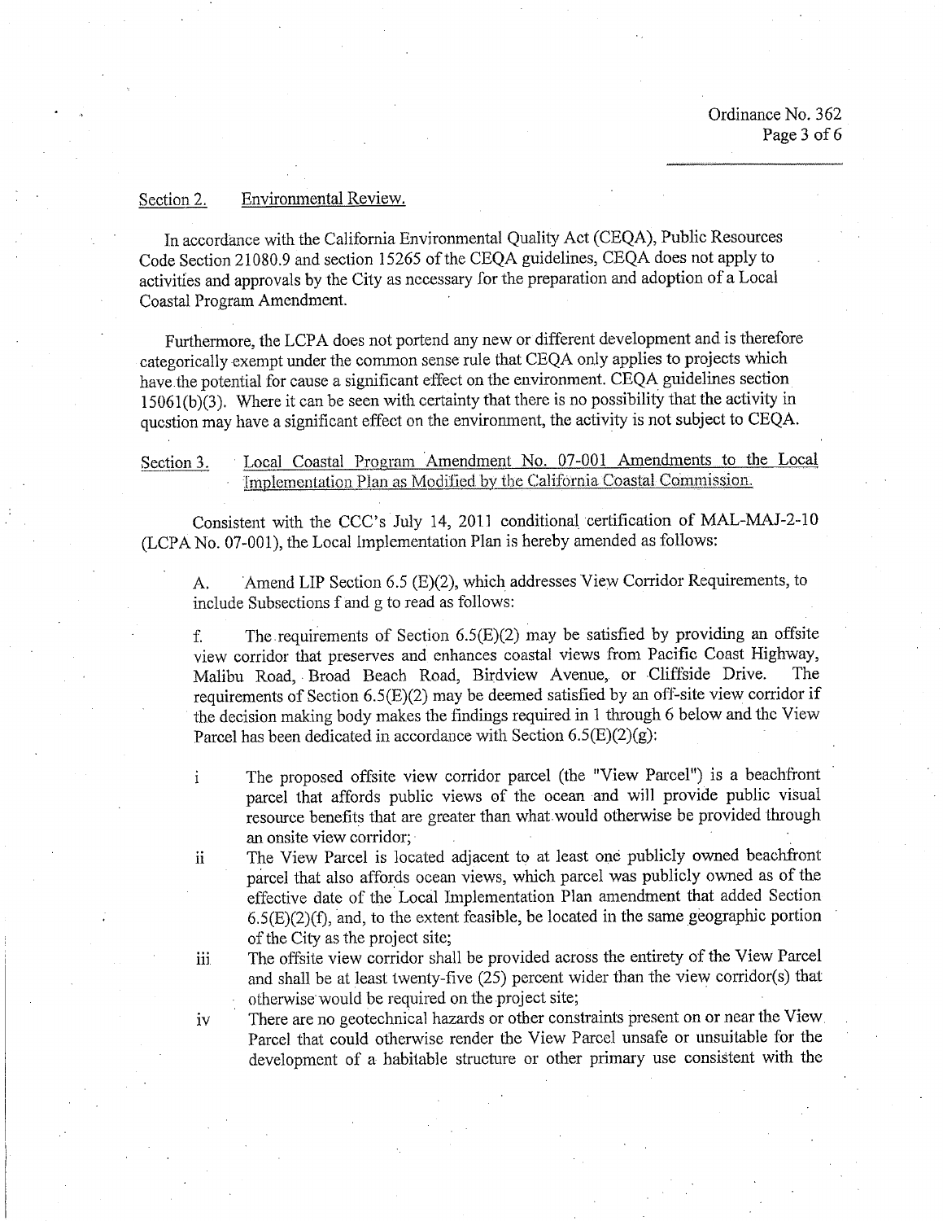Section 2. Environmental Review.

In accordance with the California Environmental Quality Act (CEQA), Public Resources Code Section 21080.9 and section 15265 of the CEQA guidelines, CEQA does not apply to activities and approvals by the City as necessary for the preparation and adoption of a Local Coastal Program Amendment.

Furthermore, the LCPA does not portend any new or different development and is therefore categorically exempt under the common sense rule that CEQA only applies to projects which have the potential for cause a significant effect on the environment. CEQA guidelines section 15061(b)(3). Where it can be seen with certainty that there is no possibility that the activity in question may have a significant effect on the environment, the activity is not subject to CEQA.

Section 3. Local Coastal Program Amendment No. 07-001 Amendments to the Local Implementation Plan as Modified by the California Coastal Commission.

Consistent with the CCC's July 14, 2011 conditional certification of MAL-MAJ-2-10 (LCPA No. 07-001), the Local Implementation Plan is hereby amended as follows:

A. Amend LIP Section 6.5 (E)(2), which addresses View Corridor Requirements, to include Subsections f and g to read as follows:

f. The requirements of Section 6.5(E)(2) may be satisfied by providing an offsite view corridor that preserves and enhances coastal views from Pacific Coast Highway, Malibu Road, Broad Beach Road, Birdview Avenue, or Cliffside Drive. The requirements of Section 6.5(E)(2) may be deemed satisfied by an off-site view corridor if the decision making body makes the findings required in 1 through 6 below and the View Parcel has been dedicated in accordance with Section 6.5(E)(2)(g):

i The proposed offsite view corridor parcel (the "View Parcel") is a beachfront parcel that affords public views of the ocean and will provide public visual resource benefits that are greater than what would otherwise be provided through an onsite view corridor;

ii The View Parcel is located adjacent to at least one publicly owned beachfront parcel that also affords ocean views, which parcel was publicly owned as of the effective date of the Local Implementation Plan amendment that added Section 6.5(E)(2)(f), and, to the extent feasible, be located in the same geographic portion of the City as the project site;

iii The offsite view corridor shall be provided across the entirety of the View Parcel and shall be at least twenty-five (25) percent wider than the view corridor(s) that otherwise would be required on the project site;

iv There are no geotechnical hazards or other constraints present on or near the View Parcel that could otherwise render the View Parcel unsafe or unsuitable for the development of a habitable structure or other primary use consistent with the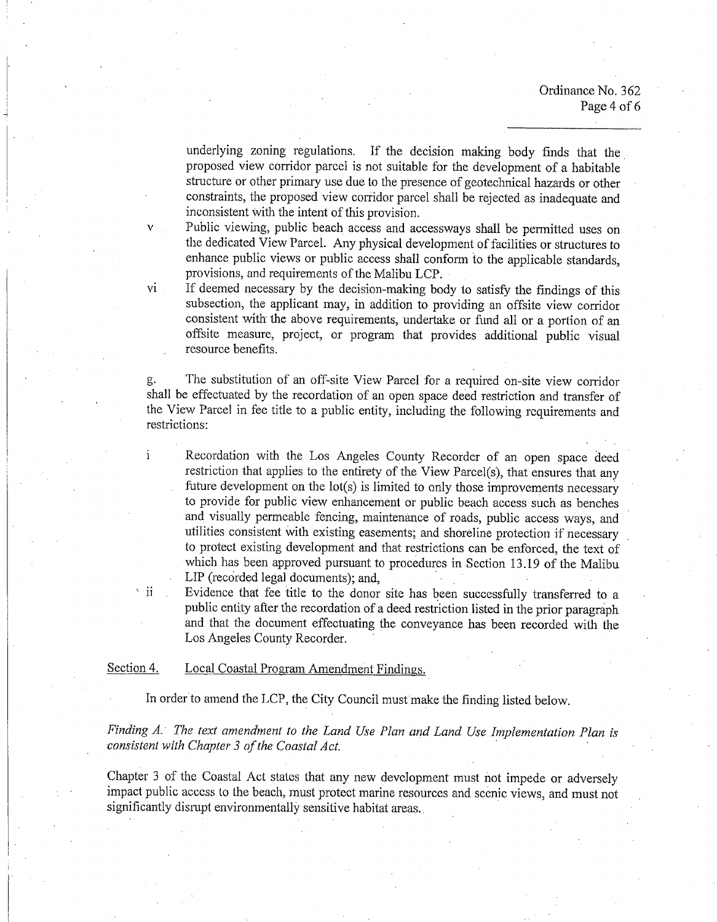underlying zoning regulations. If the decision making body finds that the proposed view corridor parcel is not suitable for the development of a habitable structure or other primary use due to the presence of geotechnical hazards or other constraints, the proposed view corridor parcel shall be rejected as inadequate and inconsistent with the intent of this provision.

v Public viewing, public beach access and accessways shall be permitted uses on the dedicated View Parcel. Any physical development of facilities or structures to enhance public views or public access shall conform to the applicable standards, provisions, and requirements of the Malibu LCP.

vi If deemed necessary by the decision-making body to satisfy the findings of this subsection, the applicant may, in addition to providing an offsite view corridor consistent with the above requirements, undertake or fund all or a portion of an offsite measure, project, or program that provides additional public visual resource benefits.

g. The substitution of an off-site View Parcel for a required on-site view corridor shall be effectuated by the recordation of an open space deed restriction and transfer of the View Parcel in fee title to a public entity, including the following requirements and restrictions:

i Recordation with the Los Angeles County Recorder of an open space deed restriction that applies to the entirety of the View Parcel(s), that ensures that any future development on the lot(s) is limited to only those improvements necessary to provide for public view enhancement or public beach access such as benches and visually permeable fencing, maintenance of roads, public access ways, and utilities consistent with existing easements; and shoreline protection if necessary to protect existing development and that restrictions can be enforced, the text of which has been approved pursuant to procedures in Section 13.19 of the Malibu LIP (recorded legal documents); and,

ii Evidence that fee title to the donor site has been successfully transferred to a public entity after the recordation of a deed restriction listed in the prior paragraph and that the document effectuating the conveyance has been recorded with the Los Angeles County Recorder.

Section 4. Local Coastal Program Amendment Findings.

In order to amend the LCP, the City Council must make the finding listed below.

*Finding A. The text amendment to the Land Use Plan and Land Use Implementation Plan is consistent with Chapter 3 of the Coastal Act.*

Chapter 3 of the Coastal Act states that any new development must not impede or adversely impact public access to the beach, must protect marine resources and scenic views, and must not significantly disrupt environmentally sensitive habitat areas.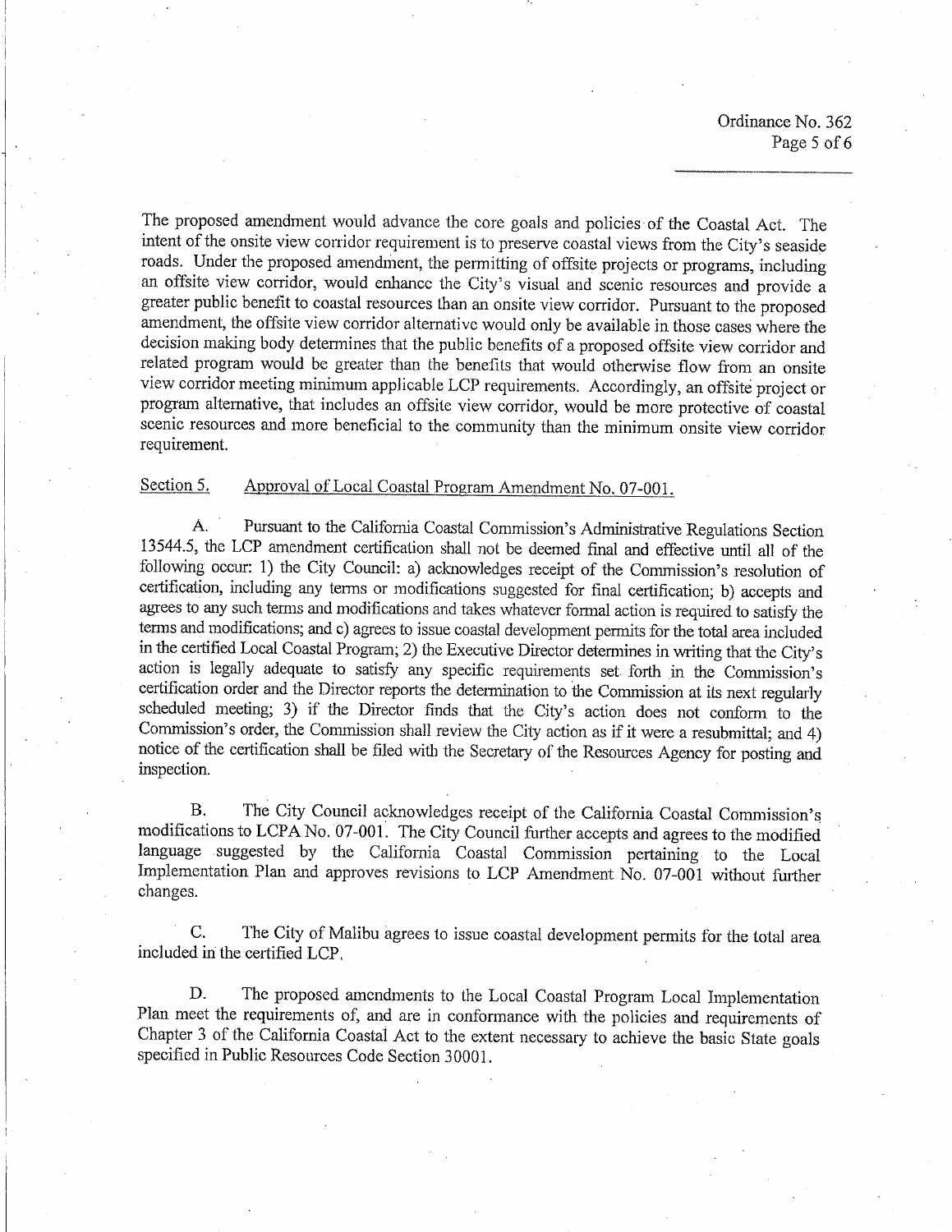The proposed amendment would advance the core goals and policies of the Coastal Act. The intent of the onsite view corridor requirement is to preserve coastal views from the City's seaside roads. Under the proposed amendment, the permitting of offsite projects or programs, including an offsite view corridor, would enhance the City's visual and scenic resources and provide a greater public benefit to coastal resources than an onsite view corridor. Pursuant to the proposed amendment, the offsite view corridor alternative would only be available in those cases where the decision making body determines that the public benefits of a proposed offsite view corridor and related program would be greater than the benefits that would otherwise flow from an onsite view corridor meeting minimum applicable LCP requirements. Accordingly, an offsite project or program alternative, that includes an offsite view corridor, would be more protective of coastal scenic resources and more beneficial to the community than the minimum onsite view corridor requirement.

Section 5. Approval of Local Coastal Program Amendment No. 07-001.

A. Pursuant to the California Coastal Commission's Administrative Regulations Section 13544.5, the LCP amendment certification shall not be deemed final and effective until all of the following occur: 1) the City Council: a) acknowledges receipt of the Commission's resolution of certification, including any terms or modifications suggested for final certification; b) accepts and agrees to any such terms and modifications and takes whatever formal action is required to satisfy the terms and modifications; and c) agrees to issue coastal development permits for the total area included in the certified Local Coastal Program; 2) the Executive Director determines in writing that the City's action is legally adequate to satisfy any specific requirements set forth in the Commission's certification order and the Director reports the determination to the Commission at its next regularly scheduled meeting; 3) if the Director finds that the City's action does not conform to the Commission's order, the Commission shall review the City action as if it were a resubmittal; and 4) notice of the certification shall be filed with the Secretary of the Resources Agency for posting and inspection.

B. The City Council acknowledges receipt of the California Coastal Commission's modifications to LCPA No. 07-001. The City Council further accepts and agrees to the modified language suggested by the California Coastal Commission pertaining to the Local Implementation Plan and approves revisions to LCP Amendment No. 07-001 without further changes.

C. The City of Malibu agrees to issue coastal development permits for the total area included in the certified LCP.

D. The proposed amendments to the Local Coastal Program Local Implementation Plan meet the requirements of, and are in conformance with the policies and requirements of Chapter 3 of the California Coastal Act to the extent necessary to achieve the basic State goals specified in Public Resources Code Section 30001.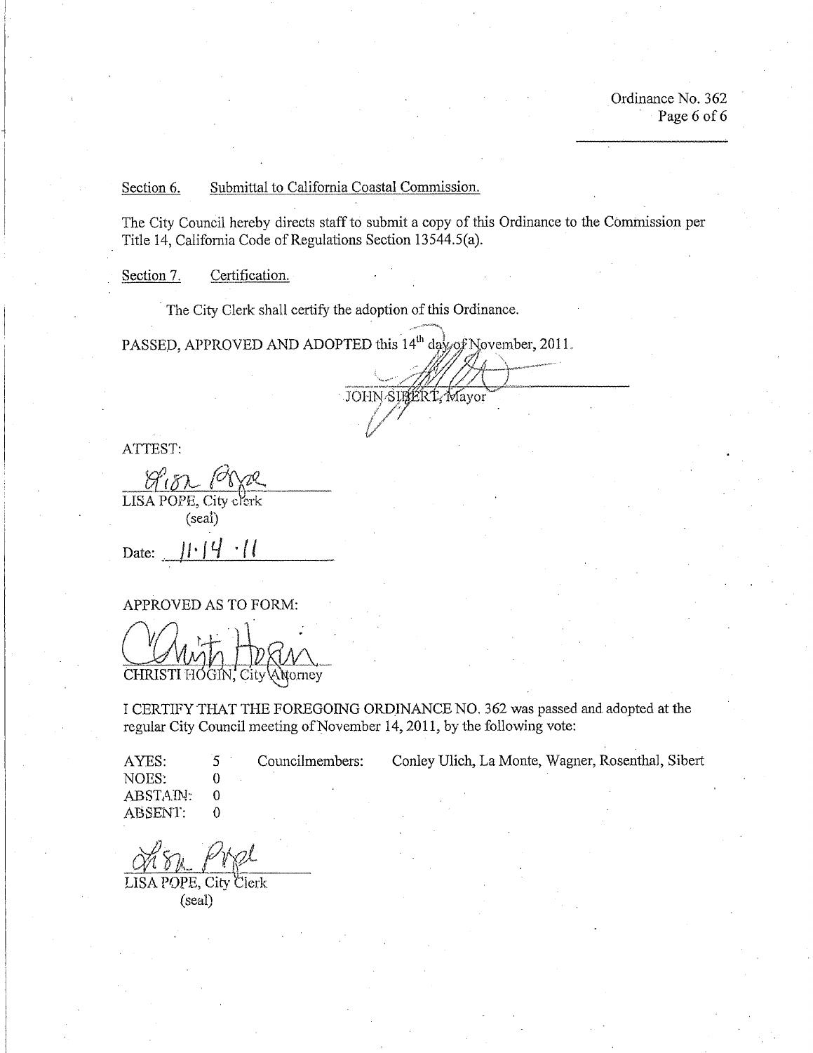Section 6. Submittal to California Coastal Commission.

The City Council hereby directs staff to submit a copy of this Ordinance to the Commission per Title 14, California Code of Regulations Section 13544.5(a).

Section 7. Certification.

The City Clerk shall certify the adoption of this Ordinance.

PASSED, APPROVED AND ADOPTED this 14th day of November, 2011.

JOHN SIBERT, Mayor

ATTEST:

LISA POPE, City clerk
(seal)

Date: 11·14·11

APPROVED AS TO FORM:

CHRISTI HOGIN, City Attorney

I CERTIFY THAT THE FOREGOING ORDINANCE NO. 362 was passed and adopted at the regular City Council meeting of November 14, 2011, by the following vote:

| | | | |
|---|---|---|---|
| AYES: | 5 | Councilmembers: | Conley Ulich, La Monte, Wagner, Rosenthal, Sibert |
| NOES: | 0 | | |
| ABSTAIN: | 0 | | |
| ABSENT: | 0 | | |

LISA POPE, City Clerk
(seal)